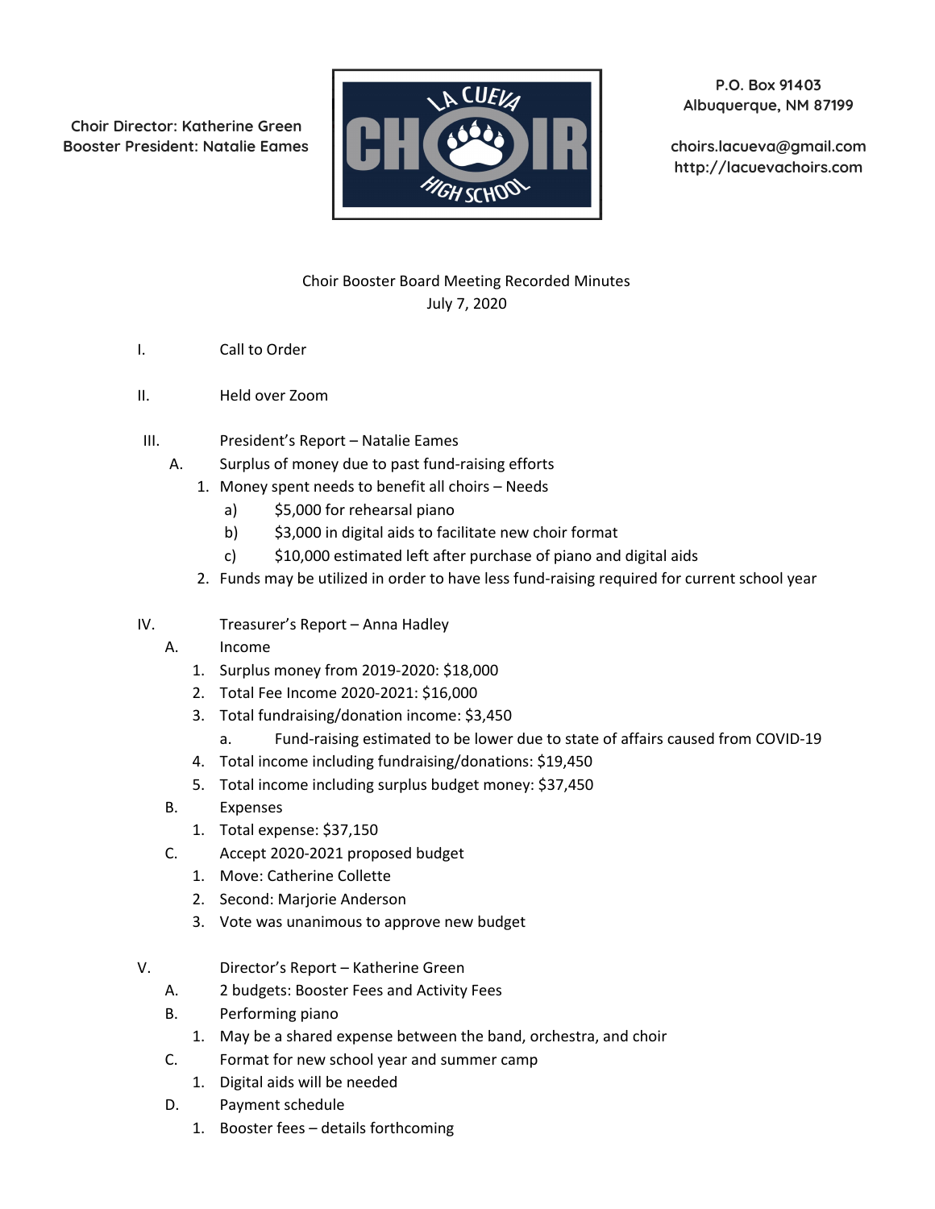Choir Director: Katherine Green
Booster President: Natalie Eames

P.O. Box 91403
Albuquerque, NM 87199

choirs.lacueva@gmail.com
http://lacuevachoirs.com

# Choir Booster Board Meeting Recorded Minutes
July 7, 2020

I. Call to Order

II. Held over Zoom

III. President's Report – Natalie Eames
   - A. Surplus of money due to past fund-raising efforts
     1. Money spent needs to benefit all choirs – Needs
        - a) $5,000 for rehearsal piano
        - b) $3,000 in digital aids to facilitate new choir format
        - c) $10,000 estimated left after purchase of piano and digital aids
     2. Funds may be utilized in order to have less fund-raising required for current school year

IV. Treasurer's Report – Anna Hadley
   - A. Income
     1. Surplus money from 2019-2020: $18,000
     2. Total Fee Income 2020-2021: $16,000
     3. Total fundraising/donation income: $3,450
        - a. Fund-raising estimated to be lower due to state of affairs caused from COVID-19
     4. Total income including fundraising/donations: $19,450
     5. Total income including surplus budget money: $37,450
   - B. Expenses
     1. Total expense: $37,150
   - C. Accept 2020-2021 proposed budget
     1. Move: Catherine Collette
     2. Second: Marjorie Anderson
     3. Vote was unanimous to approve new budget

V. Director's Report – Katherine Green
   - A. 2 budgets: Booster Fees and Activity Fees
   - B. Performing piano
     1. May be a shared expense between the band, orchestra, and choir
   - C. Format for new school year and summer camp
     1. Digital aids will be needed
   - D. Payment schedule
     1. Booster fees – details forthcoming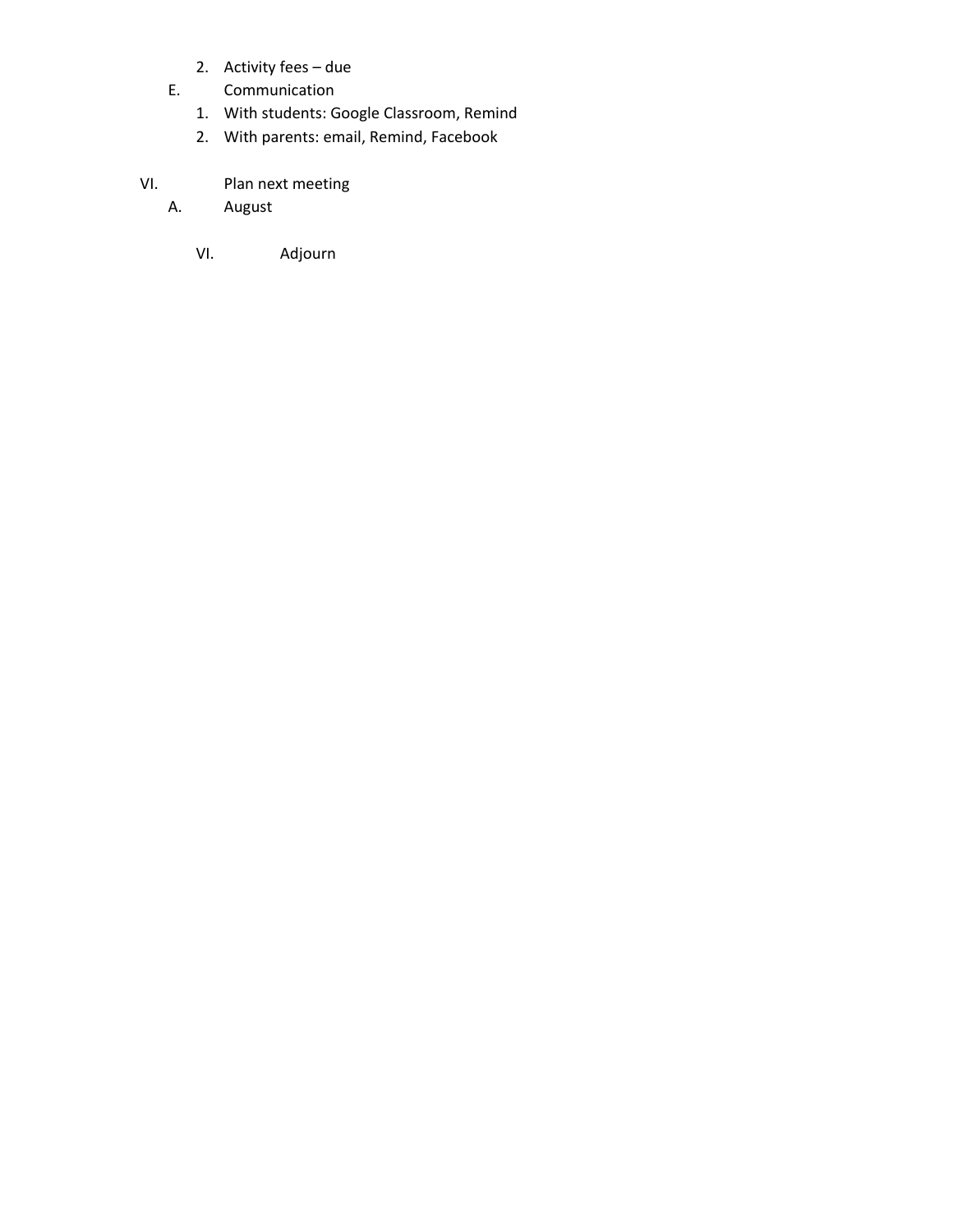2. Activity fees – due

E. Communication

1. With students: Google Classroom, Remind
2. With parents: email, Remind, Facebook

VI. Plan next meeting

A. August

VI. Adjourn